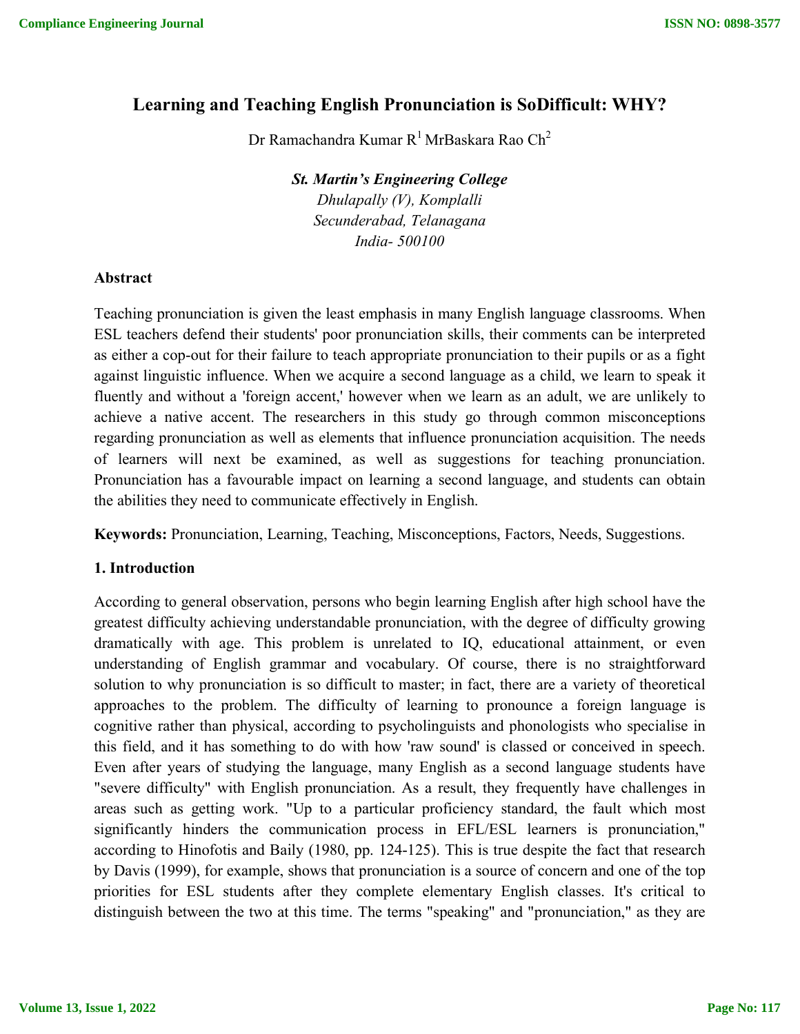# Learning and Teaching English Pronunciation is SoDifficult: WHY?

Dr Ramachandra Kumar R[1] MrBaskara Rao Ch[2]

***St. Martin's Engineering College***
*Dhulapally (V), Komplalli*
*Secunderabad, Telanagana*
*India- 500100*

### Abstract

Teaching pronunciation is given the least emphasis in many English language classrooms. When ESL teachers defend their students' poor pronunciation skills, their comments can be interpreted as either a cop-out for their failure to teach appropriate pronunciation to their pupils or as a fight against linguistic influence. When we acquire a second language as a child, we learn to speak it fluently and without a 'foreign accent,' however when we learn as an adult, we are unlikely to achieve a native accent. The researchers in this study go through common misconceptions regarding pronunciation as well as elements that influence pronunciation acquisition. The needs of learners will next be examined, as well as suggestions for teaching pronunciation. Pronunciation has a favourable impact on learning a second language, and students can obtain the abilities they need to communicate effectively in English.

**Keywords:** Pronunciation, Learning, Teaching, Misconceptions, Factors, Needs, Suggestions.

## 1. Introduction

According to general observation, persons who begin learning English after high school have the greatest difficulty achieving understandable pronunciation, with the degree of difficulty growing dramatically with age. This problem is unrelated to IQ, educational attainment, or even understanding of English grammar and vocabulary. Of course, there is no straightforward solution to why pronunciation is so difficult to master; in fact, there are a variety of theoretical approaches to the problem. The difficulty of learning to pronounce a foreign language is cognitive rather than physical, according to psycholinguists and phonologists who specialise in this field, and it has something to do with how 'raw sound' is classed or conceived in speech. Even after years of studying the language, many English as a second language students have "severe difficulty" with English pronunciation. As a result, they frequently have challenges in areas such as getting work. "Up to a particular proficiency standard, the fault which most significantly hinders the communication process in EFL/ESL learners is pronunciation," according to Hinofotis and Baily (1980, pp. 124-125). This is true despite the fact that research by Davis (1999), for example, shows that pronunciation is a source of concern and one of the top priorities for ESL students after they complete elementary English classes. It's critical to distinguish between the two at this time. The terms "speaking" and "pronunciation," as they are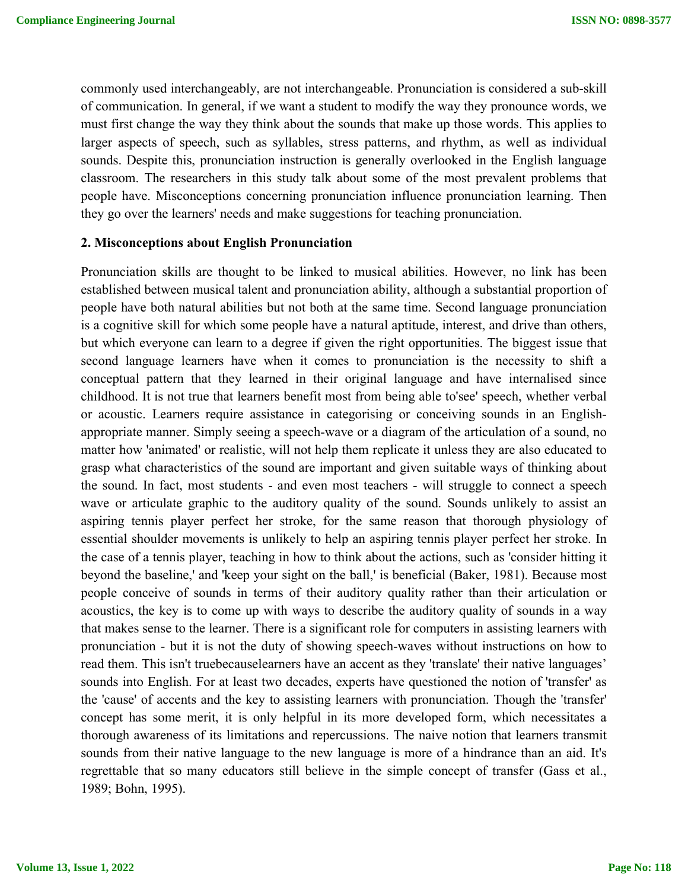commonly used interchangeably, are not interchangeable. Pronunciation is considered a sub-skill of communication. In general, if we want a student to modify the way they pronounce words, we must first change the way they think about the sounds that make up those words. This applies to larger aspects of speech, such as syllables, stress patterns, and rhythm, as well as individual sounds. Despite this, pronunciation instruction is generally overlooked in the English language classroom. The researchers in this study talk about some of the most prevalent problems that people have. Misconceptions concerning pronunciation influence pronunciation learning. Then they go over the learners' needs and make suggestions for teaching pronunciation.

**2. Misconceptions about English Pronunciation**

Pronunciation skills are thought to be linked to musical abilities. However, no link has been established between musical talent and pronunciation ability, although a substantial proportion of people have both natural abilities but not both at the same time. Second language pronunciation is a cognitive skill for which some people have a natural aptitude, interest, and drive than others, but which everyone can learn to a degree if given the right opportunities. The biggest issue that second language learners have when it comes to pronunciation is the necessity to shift a conceptual pattern that they learned in their original language and have internalised since childhood. It is not true that learners benefit most from being able to'see' speech, whether verbal or acoustic. Learners require assistance in categorising or conceiving sounds in an English-appropriate manner. Simply seeing a speech-wave or a diagram of the articulation of a sound, no matter how 'animated' or realistic, will not help them replicate it unless they are also educated to grasp what characteristics of the sound are important and given suitable ways of thinking about the sound. In fact, most students - and even most teachers - will struggle to connect a speech wave or articulate graphic to the auditory quality of the sound. Sounds unlikely to assist an aspiring tennis player perfect her stroke, for the same reason that thorough physiology of essential shoulder movements is unlikely to help an aspiring tennis player perfect her stroke. In the case of a tennis player, teaching in how to think about the actions, such as 'consider hitting it beyond the baseline,' and 'keep your sight on the ball,' is beneficial (Baker, 1981). Because most people conceive of sounds in terms of their auditory quality rather than their articulation or acoustics, the key is to come up with ways to describe the auditory quality of sounds in a way that makes sense to the learner. There is a significant role for computers in assisting learners with pronunciation - but it is not the duty of showing speech-waves without instructions on how to read them. This isn't truebecauselearners have an accent as they 'translate' their native languages' sounds into English. For at least two decades, experts have questioned the notion of 'transfer' as the 'cause' of accents and the key to assisting learners with pronunciation. Though the 'transfer' concept has some merit, it is only helpful in its more developed form, which necessitates a thorough awareness of its limitations and repercussions. The naive notion that learners transmit sounds from their native language to the new language is more of a hindrance than an aid. It's regrettable that so many educators still believe in the simple concept of transfer (Gass et al., 1989; Bohn, 1995).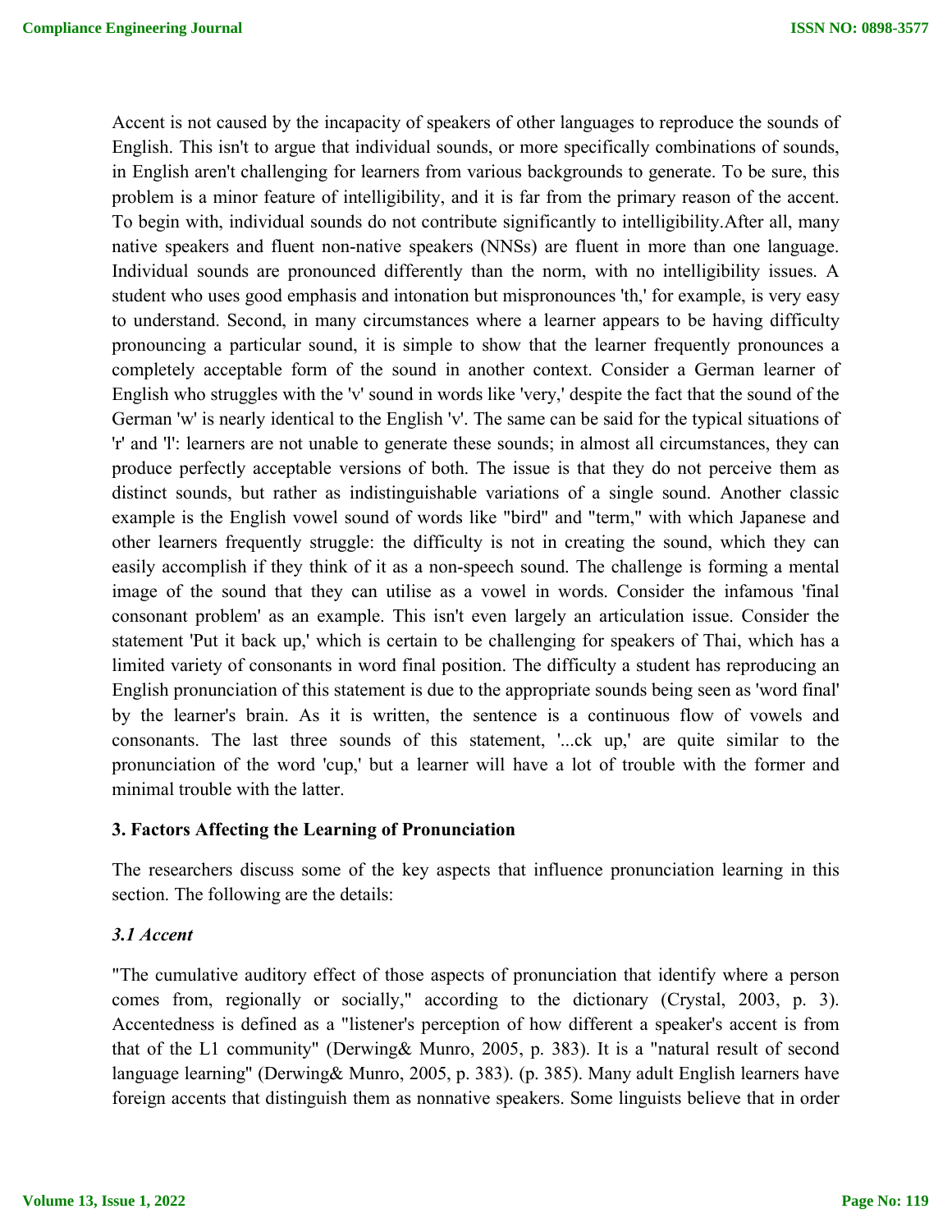Accent is not caused by the incapacity of speakers of other languages to reproduce the sounds of English. This isn't to argue that individual sounds, or more specifically combinations of sounds, in English aren't challenging for learners from various backgrounds to generate. To be sure, this problem is a minor feature of intelligibility, and it is far from the primary reason of the accent. To begin with, individual sounds do not contribute significantly to intelligibility.After all, many native speakers and fluent non-native speakers (NNSs) are fluent in more than one language. Individual sounds are pronounced differently than the norm, with no intelligibility issues. A student who uses good emphasis and intonation but mispronounces 'th,' for example, is very easy to understand. Second, in many circumstances where a learner appears to be having difficulty pronouncing a particular sound, it is simple to show that the learner frequently pronounces a completely acceptable form of the sound in another context. Consider a German learner of English who struggles with the 'v' sound in words like 'very,' despite the fact that the sound of the German 'w' is nearly identical to the English 'v'. The same can be said for the typical situations of 'r' and 'l': learners are not unable to generate these sounds; in almost all circumstances, they can produce perfectly acceptable versions of both. The issue is that they do not perceive them as distinct sounds, but rather as indistinguishable variations of a single sound. Another classic example is the English vowel sound of words like "bird" and "term," with which Japanese and other learners frequently struggle: the difficulty is not in creating the sound, which they can easily accomplish if they think of it as a non-speech sound. The challenge is forming a mental image of the sound that they can utilise as a vowel in words. Consider the infamous 'final consonant problem' as an example. This isn't even largely an articulation issue. Consider the statement 'Put it back up,' which is certain to be challenging for speakers of Thai, which has a limited variety of consonants in word final position. The difficulty a student has reproducing an English pronunciation of this statement is due to the appropriate sounds being seen as 'word final' by the learner's brain. As it is written, the sentence is a continuous flow of vowels and consonants. The last three sounds of this statement, '...ck up,' are quite similar to the pronunciation of the word 'cup,' but a learner will have a lot of trouble with the former and minimal trouble with the latter.

### 3. Factors Affecting the Learning of Pronunciation

The researchers discuss some of the key aspects that influence pronunciation learning in this section. The following are the details:

#### *3.1 Accent*

"The cumulative auditory effect of those aspects of pronunciation that identify where a person comes from, regionally or socially," according to the dictionary (Crystal, 2003, p. 3). Accentedness is defined as a "listener's perception of how different a speaker's accent is from that of the L1 community" (Derwing& Munro, 2005, p. 383). It is a "natural result of second language learning" (Derwing& Munro, 2005, p. 383). (p. 385). Many adult English learners have foreign accents that distinguish them as nonnative speakers. Some linguists believe that in order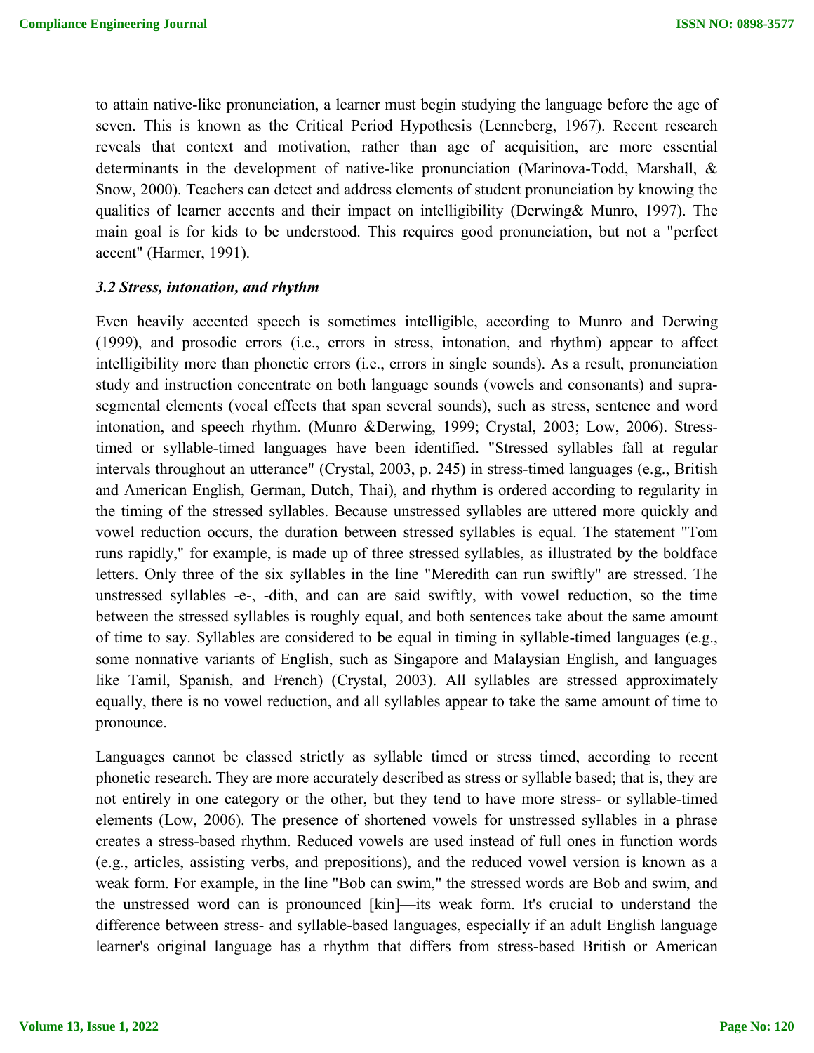to attain native-like pronunciation, a learner must begin studying the language before the age of seven. This is known as the Critical Period Hypothesis (Lenneberg, 1967). Recent research reveals that context and motivation, rather than age of acquisition, are more essential determinants in the development of native-like pronunciation (Marinova-Todd, Marshall, & Snow, 2000). Teachers can detect and address elements of student pronunciation by knowing the qualities of learner accents and their impact on intelligibility (Derwing& Munro, 1997). The main goal is for kids to be understood. This requires good pronunciation, but not a "perfect accent" (Harmer, 1991).

### *3.2 Stress, intonation, and rhythm*

Even heavily accented speech is sometimes intelligible, according to Munro and Derwing (1999), and prosodic errors (i.e., errors in stress, intonation, and rhythm) appear to affect intelligibility more than phonetic errors (i.e., errors in single sounds). As a result, pronunciation study and instruction concentrate on both language sounds (vowels and consonants) and supra-segmental elements (vocal effects that span several sounds), such as stress, sentence and word intonation, and speech rhythm. (Munro &Derwing, 1999; Crystal, 2003; Low, 2006). Stress-timed or syllable-timed languages have been identified. "Stressed syllables fall at regular intervals throughout an utterance" (Crystal, 2003, p. 245) in stress-timed languages (e.g., British and American English, German, Dutch, Thai), and rhythm is ordered according to regularity in the timing of the stressed syllables. Because unstressed syllables are uttered more quickly and vowel reduction occurs, the duration between stressed syllables is equal. The statement "Tom runs rapidly," for example, is made up of three stressed syllables, as illustrated by the boldface letters. Only three of the six syllables in the line "Meredith can run swiftly" are stressed. The unstressed syllables -e-, -dith, and can are said swiftly, with vowel reduction, so the time between the stressed syllables is roughly equal, and both sentences take about the same amount of time to say. Syllables are considered to be equal in timing in syllable-timed languages (e.g., some nonnative variants of English, such as Singapore and Malaysian English, and languages like Tamil, Spanish, and French) (Crystal, 2003). All syllables are stressed approximately equally, there is no vowel reduction, and all syllables appear to take the same amount of time to pronounce.

Languages cannot be classed strictly as syllable timed or stress timed, according to recent phonetic research. They are more accurately described as stress or syllable based; that is, they are not entirely in one category or the other, but they tend to have more stress- or syllable-timed elements (Low, 2006). The presence of shortened vowels for unstressed syllables in a phrase creates a stress-based rhythm. Reduced vowels are used instead of full ones in function words (e.g., articles, assisting verbs, and prepositions), and the reduced vowel version is known as a weak form. For example, in the line "Bob can swim," the stressed words are Bob and swim, and the unstressed word can is pronounced [kin]—its weak form. It's crucial to understand the difference between stress- and syllable-based languages, especially if an adult English language learner's original language has a rhythm that differs from stress-based British or American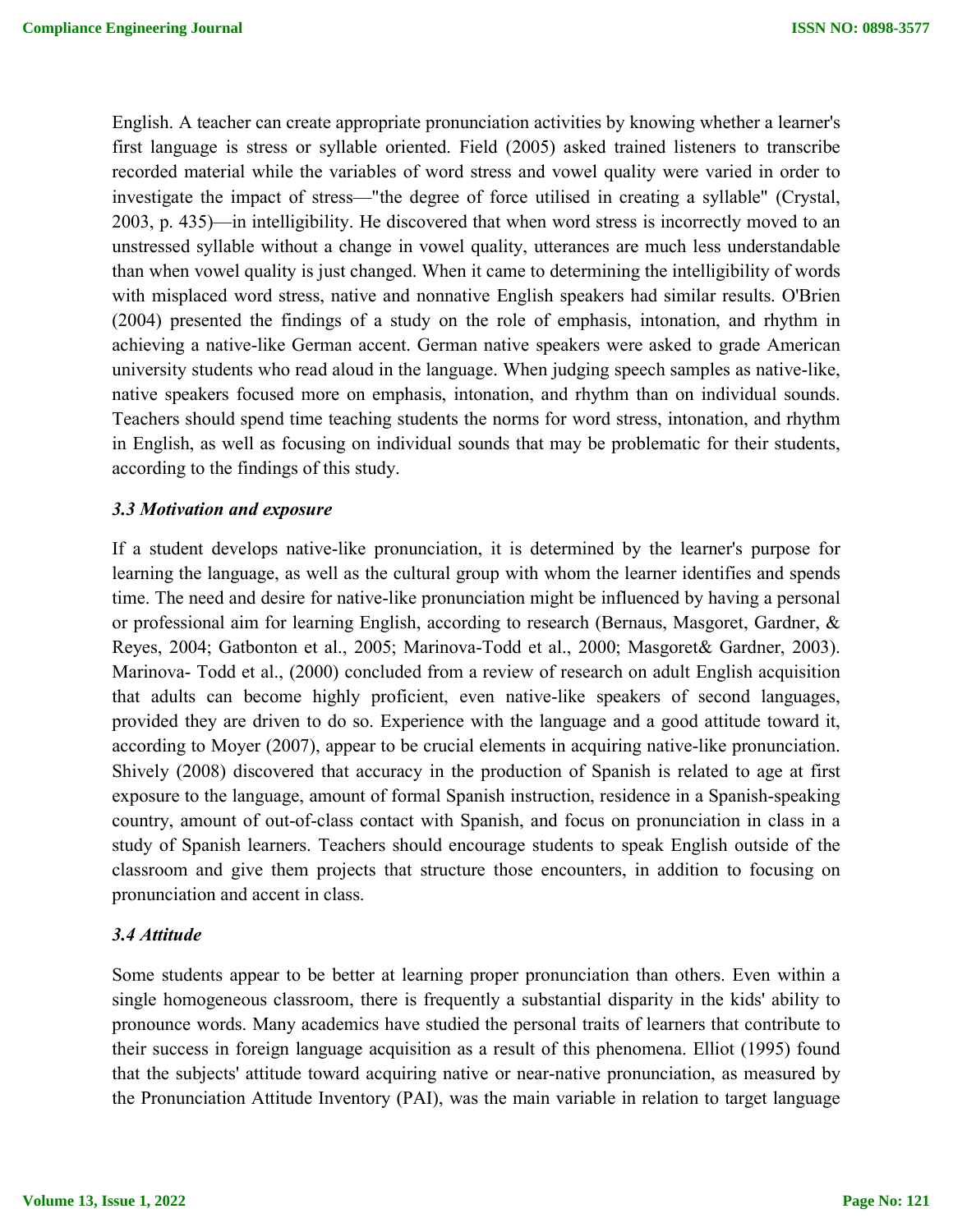English. A teacher can create appropriate pronunciation activities by knowing whether a learner's first language is stress or syllable oriented. Field (2005) asked trained listeners to transcribe recorded material while the variables of word stress and vowel quality were varied in order to investigate the impact of stress—"the degree of force utilised in creating a syllable" (Crystal, 2003, p. 435)—in intelligibility. He discovered that when word stress is incorrectly moved to an unstressed syllable without a change in vowel quality, utterances are much less understandable than when vowel quality is just changed. When it came to determining the intelligibility of words with misplaced word stress, native and nonnative English speakers had similar results. O'Brien (2004) presented the findings of a study on the role of emphasis, intonation, and rhythm in achieving a native-like German accent. German native speakers were asked to grade American university students who read aloud in the language. When judging speech samples as native-like, native speakers focused more on emphasis, intonation, and rhythm than on individual sounds. Teachers should spend time teaching students the norms for word stress, intonation, and rhythm in English, as well as focusing on individual sounds that may be problematic for their students, according to the findings of this study.

### *3.3 Motivation and exposure*

If a student develops native-like pronunciation, it is determined by the learner's purpose for learning the language, as well as the cultural group with whom the learner identifies and spends time. The need and desire for native-like pronunciation might be influenced by having a personal or professional aim for learning English, according to research (Bernaus, Masgoret, Gardner, & Reyes, 2004; Gatbonton et al., 2005; Marinova-Todd et al., 2000; Masgoret& Gardner, 2003). Marinova- Todd et al., (2000) concluded from a review of research on adult English acquisition that adults can become highly proficient, even native-like speakers of second languages, provided they are driven to do so. Experience with the language and a good attitude toward it, according to Moyer (2007), appear to be crucial elements in acquiring native-like pronunciation. Shively (2008) discovered that accuracy in the production of Spanish is related to age at first exposure to the language, amount of formal Spanish instruction, residence in a Spanish-speaking country, amount of out-of-class contact with Spanish, and focus on pronunciation in class in a study of Spanish learners. Teachers should encourage students to speak English outside of the classroom and give them projects that structure those encounters, in addition to focusing on pronunciation and accent in class.

### *3.4 Attitude*

Some students appear to be better at learning proper pronunciation than others. Even within a single homogeneous classroom, there is frequently a substantial disparity in the kids' ability to pronounce words. Many academics have studied the personal traits of learners that contribute to their success in foreign language acquisition as a result of this phenomena. Elliot (1995) found that the subjects' attitude toward acquiring native or near-native pronunciation, as measured by the Pronunciation Attitude Inventory (PAI), was the main variable in relation to target language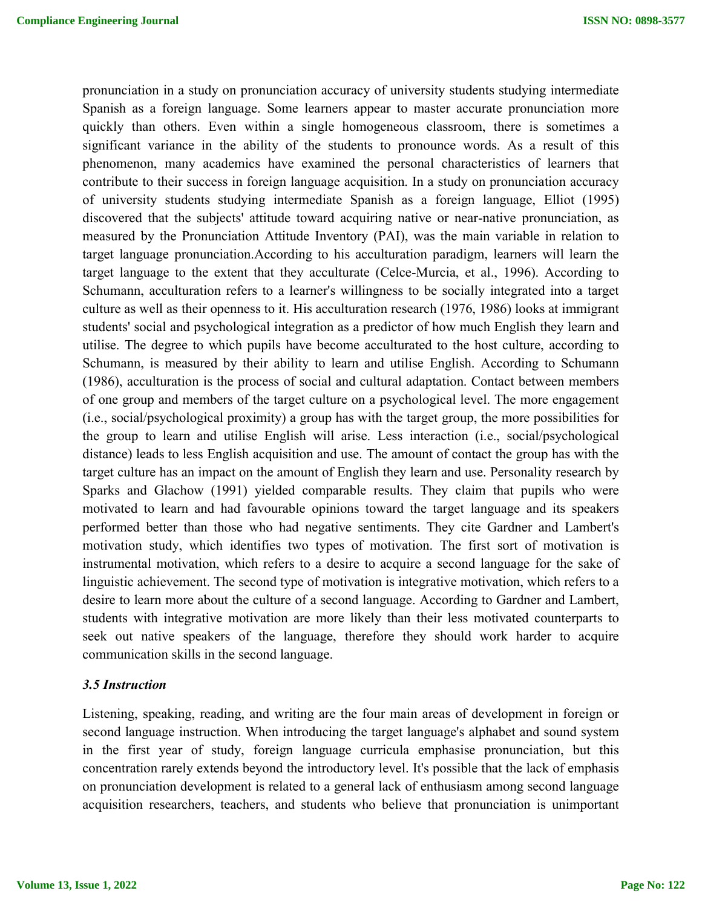pronunciation in a study on pronunciation accuracy of university students studying intermediate Spanish as a foreign language. Some learners appear to master accurate pronunciation more quickly than others. Even within a single homogeneous classroom, there is sometimes a significant variance in the ability of the students to pronounce words. As a result of this phenomenon, many academics have examined the personal characteristics of learners that contribute to their success in foreign language acquisition. In a study on pronunciation accuracy of university students studying intermediate Spanish as a foreign language, Elliot (1995) discovered that the subjects' attitude toward acquiring native or near-native pronunciation, as measured by the Pronunciation Attitude Inventory (PAI), was the main variable in relation to target language pronunciation.According to his acculturation paradigm, learners will learn the target language to the extent that they acculturate (Celce-Murcia, et al., 1996). According to Schumann, acculturation refers to a learner's willingness to be socially integrated into a target culture as well as their openness to it. His acculturation research (1976, 1986) looks at immigrant students' social and psychological integration as a predictor of how much English they learn and utilise. The degree to which pupils have become acculturated to the host culture, according to Schumann, is measured by their ability to learn and utilise English. According to Schumann (1986), acculturation is the process of social and cultural adaptation. Contact between members of one group and members of the target culture on a psychological level. The more engagement (i.e., social/psychological proximity) a group has with the target group, the more possibilities for the group to learn and utilise English will arise. Less interaction (i.e., social/psychological distance) leads to less English acquisition and use. The amount of contact the group has with the target culture has an impact on the amount of English they learn and use. Personality research by Sparks and Glachow (1991) yielded comparable results. They claim that pupils who were motivated to learn and had favourable opinions toward the target language and its speakers performed better than those who had negative sentiments. They cite Gardner and Lambert's motivation study, which identifies two types of motivation. The first sort of motivation is instrumental motivation, which refers to a desire to acquire a second language for the sake of linguistic achievement. The second type of motivation is integrative motivation, which refers to a desire to learn more about the culture of a second language. According to Gardner and Lambert, students with integrative motivation are more likely than their less motivated counterparts to seek out native speakers of the language, therefore they should work harder to acquire communication skills in the second language.

### *3.5 Instruction*

Listening, speaking, reading, and writing are the four main areas of development in foreign or second language instruction. When introducing the target language's alphabet and sound system in the first year of study, foreign language curricula emphasise pronunciation, but this concentration rarely extends beyond the introductory level. It's possible that the lack of emphasis on pronunciation development is related to a general lack of enthusiasm among second language acquisition researchers, teachers, and students who believe that pronunciation is unimportant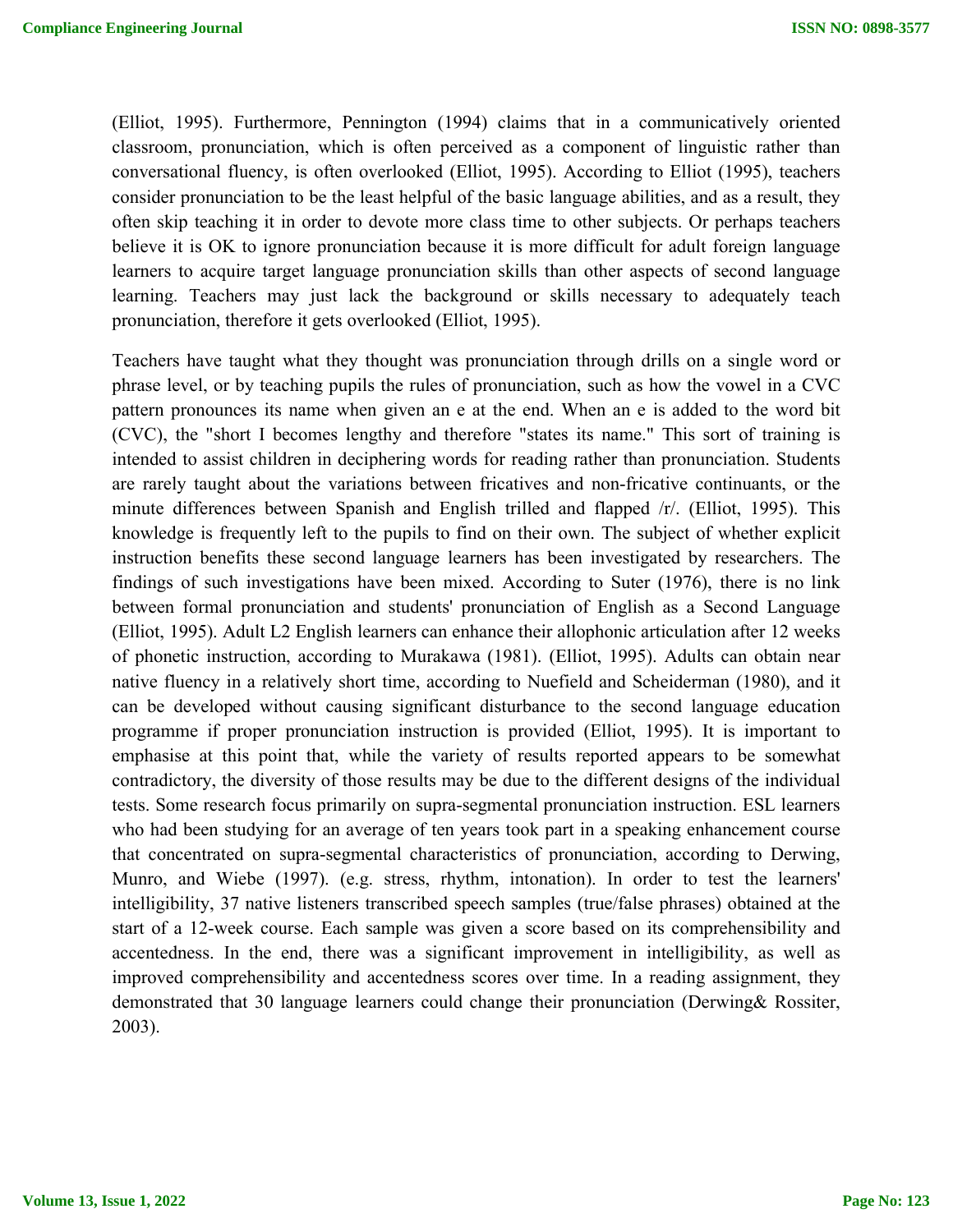(Elliot, 1995). Furthermore, Pennington (1994) claims that in a communicatively oriented classroom, pronunciation, which is often perceived as a component of linguistic rather than conversational fluency, is often overlooked (Elliot, 1995). According to Elliot (1995), teachers consider pronunciation to be the least helpful of the basic language abilities, and as a result, they often skip teaching it in order to devote more class time to other subjects. Or perhaps teachers believe it is OK to ignore pronunciation because it is more difficult for adult foreign language learners to acquire target language pronunciation skills than other aspects of second language learning. Teachers may just lack the background or skills necessary to adequately teach pronunciation, therefore it gets overlooked (Elliot, 1995).

Teachers have taught what they thought was pronunciation through drills on a single word or phrase level, or by teaching pupils the rules of pronunciation, such as how the vowel in a CVC pattern pronounces its name when given an e at the end. When an e is added to the word bit (CVC), the "short I becomes lengthy and therefore "states its name." This sort of training is intended to assist children in deciphering words for reading rather than pronunciation. Students are rarely taught about the variations between fricatives and non-fricative continuants, or the minute differences between Spanish and English trilled and flapped /r/. (Elliot, 1995). This knowledge is frequently left to the pupils to find on their own. The subject of whether explicit instruction benefits these second language learners has been investigated by researchers. The findings of such investigations have been mixed. According to Suter (1976), there is no link between formal pronunciation and students' pronunciation of English as a Second Language (Elliot, 1995). Adult L2 English learners can enhance their allophonic articulation after 12 weeks of phonetic instruction, according to Murakawa (1981). (Elliot, 1995). Adults can obtain near native fluency in a relatively short time, according to Nuefield and Scheiderman (1980), and it can be developed without causing significant disturbance to the second language education programme if proper pronunciation instruction is provided (Elliot, 1995). It is important to emphasise at this point that, while the variety of results reported appears to be somewhat contradictory, the diversity of those results may be due to the different designs of the individual tests. Some research focus primarily on supra-segmental pronunciation instruction. ESL learners who had been studying for an average of ten years took part in a speaking enhancement course that concentrated on supra-segmental characteristics of pronunciation, according to Derwing, Munro, and Wiebe (1997). (e.g. stress, rhythm, intonation). In order to test the learners' intelligibility, 37 native listeners transcribed speech samples (true/false phrases) obtained at the start of a 12-week course. Each sample was given a score based on its comprehensibility and accentedness. In the end, there was a significant improvement in intelligibility, as well as improved comprehensibility and accentedness scores over time. In a reading assignment, they demonstrated that 30 language learners could change their pronunciation (Derwing& Rossiter, 2003).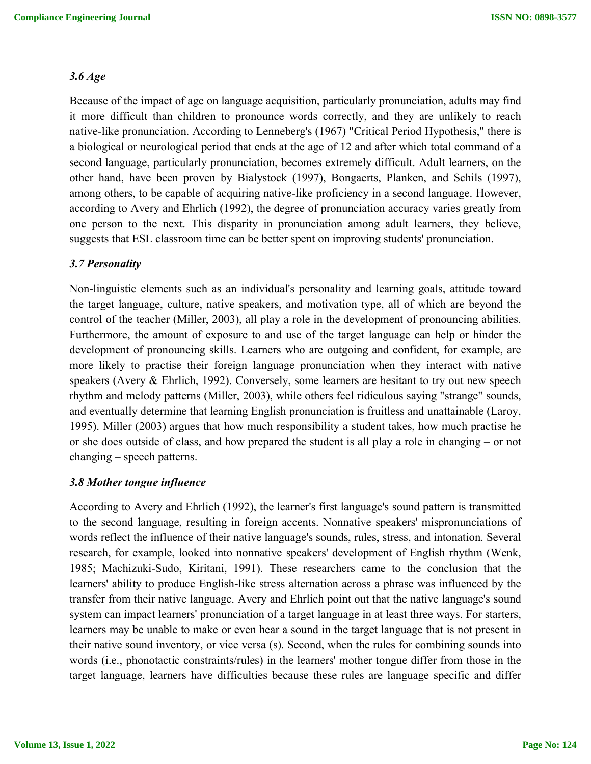### *3.6 Age*

Because of the impact of age on language acquisition, particularly pronunciation, adults may find it more difficult than children to pronounce words correctly, and they are unlikely to reach native-like pronunciation. According to Lenneberg's (1967) "Critical Period Hypothesis," there is a biological or neurological period that ends at the age of 12 and after which total command of a second language, particularly pronunciation, becomes extremely difficult. Adult learners, on the other hand, have been proven by Bialystock (1997), Bongaerts, Planken, and Schils (1997), among others, to be capable of acquiring native-like proficiency in a second language. However, according to Avery and Ehrlich (1992), the degree of pronunciation accuracy varies greatly from one person to the next. This disparity in pronunciation among adult learners, they believe, suggests that ESL classroom time can be better spent on improving students' pronunciation.

### *3.7 Personality*

Non-linguistic elements such as an individual's personality and learning goals, attitude toward the target language, culture, native speakers, and motivation type, all of which are beyond the control of the teacher (Miller, 2003), all play a role in the development of pronouncing abilities. Furthermore, the amount of exposure to and use of the target language can help or hinder the development of pronouncing skills. Learners who are outgoing and confident, for example, are more likely to practise their foreign language pronunciation when they interact with native speakers (Avery & Ehrlich, 1992). Conversely, some learners are hesitant to try out new speech rhythm and melody patterns (Miller, 2003), while others feel ridiculous saying "strange" sounds, and eventually determine that learning English pronunciation is fruitless and unattainable (Laroy, 1995). Miller (2003) argues that how much responsibility a student takes, how much practise he or she does outside of class, and how prepared the student is all play a role in changing – or not changing – speech patterns.

### *3.8 Mother tongue influence*

According to Avery and Ehrlich (1992), the learner's first language's sound pattern is transmitted to the second language, resulting in foreign accents. Nonnative speakers' mispronunciations of words reflect the influence of their native language's sounds, rules, stress, and intonation. Several research, for example, looked into nonnative speakers' development of English rhythm (Wenk, 1985; Machizuki-Sudo, Kiritani, 1991). These researchers came to the conclusion that the learners' ability to produce English-like stress alternation across a phrase was influenced by the transfer from their native language. Avery and Ehrlich point out that the native language's sound system can impact learners' pronunciation of a target language in at least three ways. For starters, learners may be unable to make or even hear a sound in the target language that is not present in their native sound inventory, or vice versa (s). Second, when the rules for combining sounds into words (i.e., phonotactic constraints/rules) in the learners' mother tongue differ from those in the target language, learners have difficulties because these rules are language specific and differ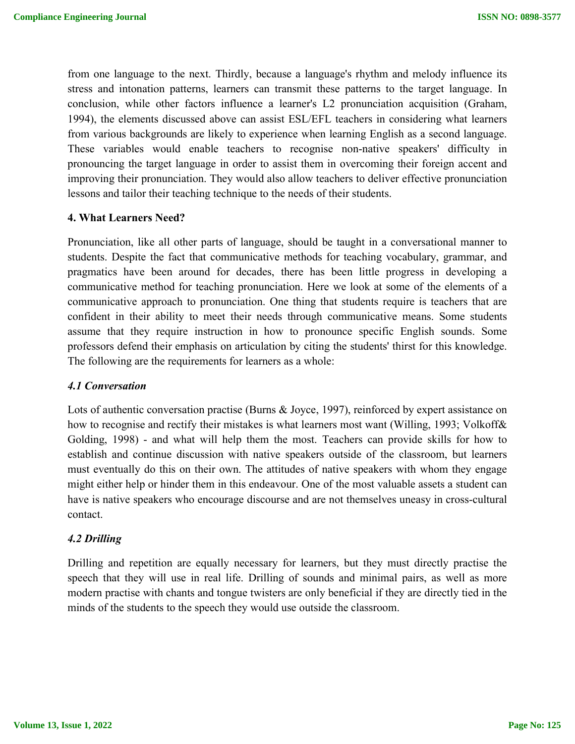from one language to the next. Thirdly, because a language's rhythm and melody influence its stress and intonation patterns, learners can transmit these patterns to the target language. In conclusion, while other factors influence a learner's L2 pronunciation acquisition (Graham, 1994), the elements discussed above can assist ESL/EFL teachers in considering what learners from various backgrounds are likely to experience when learning English as a second language. These variables would enable teachers to recognise non-native speakers' difficulty in pronouncing the target language in order to assist them in overcoming their foreign accent and improving their pronunciation. They would also allow teachers to deliver effective pronunciation lessons and tailor their teaching technique to the needs of their students.

## 4. What Learners Need?

Pronunciation, like all other parts of language, should be taught in a conversational manner to students. Despite the fact that communicative methods for teaching vocabulary, grammar, and pragmatics have been around for decades, there has been little progress in developing a communicative method for teaching pronunciation. Here we look at some of the elements of a communicative approach to pronunciation. One thing that students require is teachers that are confident in their ability to meet their needs through communicative means. Some students assume that they require instruction in how to pronounce specific English sounds. Some professors defend their emphasis on articulation by citing the students' thirst for this knowledge. The following are the requirements for learners as a whole:

### *4.1 Conversation*

Lots of authentic conversation practise (Burns & Joyce, 1997), reinforced by expert assistance on how to recognise and rectify their mistakes is what learners most want (Willing, 1993; Volkoff& Golding, 1998) - and what will help them the most. Teachers can provide skills for how to establish and continue discussion with native speakers outside of the classroom, but learners must eventually do this on their own. The attitudes of native speakers with whom they engage might either help or hinder them in this endeavour. One of the most valuable assets a student can have is native speakers who encourage discourse and are not themselves uneasy in cross-cultural contact.

### *4.2 Drilling*

Drilling and repetition are equally necessary for learners, but they must directly practise the speech that they will use in real life. Drilling of sounds and minimal pairs, as well as more modern practise with chants and tongue twisters are only beneficial if they are directly tied in the minds of the students to the speech they would use outside the classroom.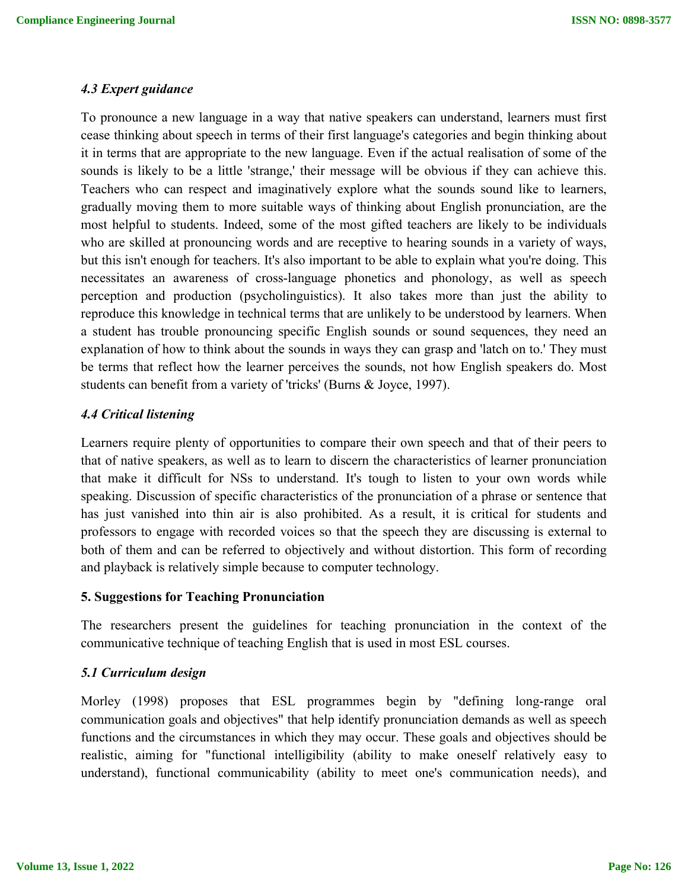### *4.3 Expert guidance*

To pronounce a new language in a way that native speakers can understand, learners must first cease thinking about speech in terms of their first language's categories and begin thinking about it in terms that are appropriate to the new language. Even if the actual realisation of some of the sounds is likely to be a little 'strange,' their message will be obvious if they can achieve this. Teachers who can respect and imaginatively explore what the sounds sound like to learners, gradually moving them to more suitable ways of thinking about English pronunciation, are the most helpful to students. Indeed, some of the most gifted teachers are likely to be individuals who are skilled at pronouncing words and are receptive to hearing sounds in a variety of ways, but this isn't enough for teachers. It's also important to be able to explain what you're doing. This necessitates an awareness of cross-language phonetics and phonology, as well as speech perception and production (psycholinguistics). It also takes more than just the ability to reproduce this knowledge in technical terms that are unlikely to be understood by learners. When a student has trouble pronouncing specific English sounds or sound sequences, they need an explanation of how to think about the sounds in ways they can grasp and 'latch on to.' They must be terms that reflect how the learner perceives the sounds, not how English speakers do. Most students can benefit from a variety of 'tricks' (Burns & Joyce, 1997).

### *4.4 Critical listening*

Learners require plenty of opportunities to compare their own speech and that of their peers to that of native speakers, as well as to learn to discern the characteristics of learner pronunciation that make it difficult for NSs to understand. It's tough to listen to your own words while speaking. Discussion of specific characteristics of the pronunciation of a phrase or sentence that has just vanished into thin air is also prohibited. As a result, it is critical for students and professors to engage with recorded voices so that the speech they are discussing is external to both of them and can be referred to objectively and without distortion. This form of recording and playback is relatively simple because to computer technology.

## 5. Suggestions for Teaching Pronunciation

The researchers present the guidelines for teaching pronunciation in the context of the communicative technique of teaching English that is used in most ESL courses.

### *5.1 Curriculum design*

Morley (1998) proposes that ESL programmes begin by "defining long-range oral communication goals and objectives" that help identify pronunciation demands as well as speech functions and the circumstances in which they may occur. These goals and objectives should be realistic, aiming for "functional intelligibility (ability to make oneself relatively easy to understand), functional communicability (ability to meet one's communication needs), and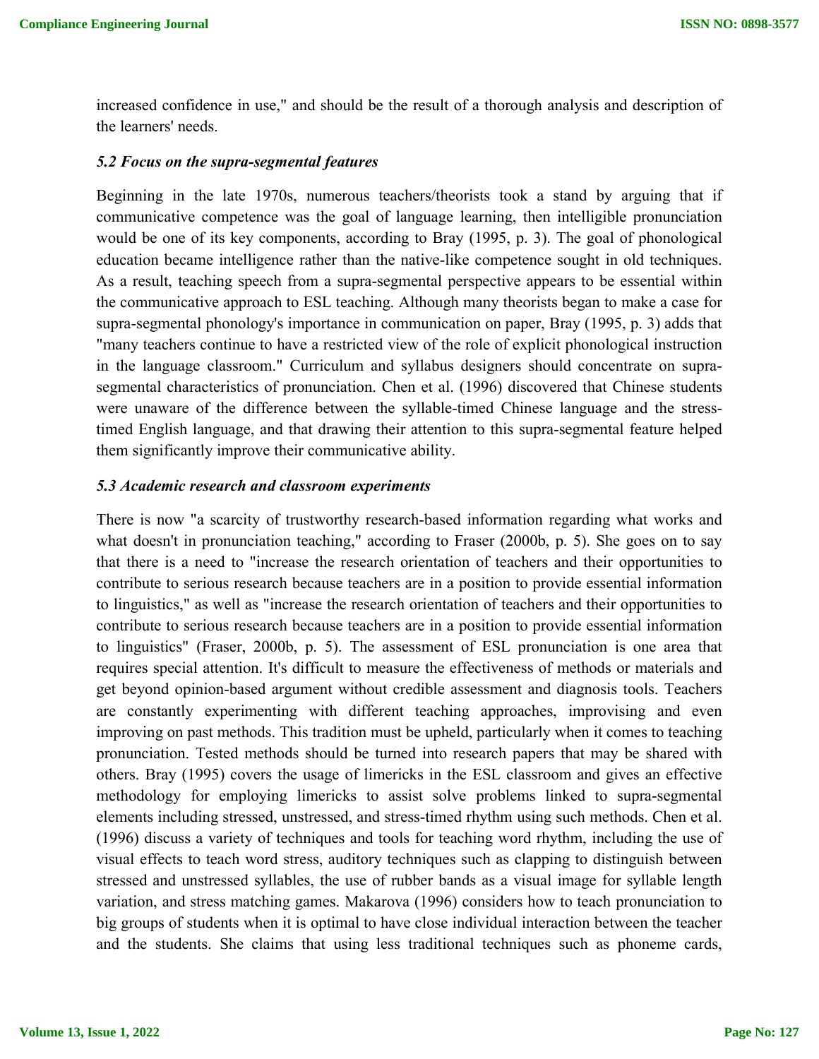increased confidence in use," and should be the result of a thorough analysis and description of the learners' needs.

### *5.2 Focus on the supra-segmental features*

Beginning in the late 1970s, numerous teachers/theorists took a stand by arguing that if communicative competence was the goal of language learning, then intelligible pronunciation would be one of its key components, according to Bray (1995, p. 3). The goal of phonological education became intelligence rather than the native-like competence sought in old techniques. As a result, teaching speech from a supra-segmental perspective appears to be essential within the communicative approach to ESL teaching. Although many theorists began to make a case for supra-segmental phonology's importance in communication on paper, Bray (1995, p. 3) adds that "many teachers continue to have a restricted view of the role of explicit phonological instruction in the language classroom." Curriculum and syllabus designers should concentrate on supra-segmental characteristics of pronunciation. Chen et al. (1996) discovered that Chinese students were unaware of the difference between the syllable-timed Chinese language and the stress-timed English language, and that drawing their attention to this supra-segmental feature helped them significantly improve their communicative ability.

### *5.3 Academic research and classroom experiments*

There is now "a scarcity of trustworthy research-based information regarding what works and what doesn't in pronunciation teaching," according to Fraser (2000b, p. 5). She goes on to say that there is a need to "increase the research orientation of teachers and their opportunities to contribute to serious research because teachers are in a position to provide essential information to linguistics," as well as "increase the research orientation of teachers and their opportunities to contribute to serious research because teachers are in a position to provide essential information to linguistics" (Fraser, 2000b, p. 5). The assessment of ESL pronunciation is one area that requires special attention. It's difficult to measure the effectiveness of methods or materials and get beyond opinion-based argument without credible assessment and diagnosis tools. Teachers are constantly experimenting with different teaching approaches, improvising and even improving on past methods. This tradition must be upheld, particularly when it comes to teaching pronunciation. Tested methods should be turned into research papers that may be shared with others. Bray (1995) covers the usage of limericks in the ESL classroom and gives an effective methodology for employing limericks to assist solve problems linked to supra-segmental elements including stressed, unstressed, and stress-timed rhythm using such methods. Chen et al. (1996) discuss a variety of techniques and tools for teaching word rhythm, including the use of visual effects to teach word stress, auditory techniques such as clapping to distinguish between stressed and unstressed syllables, the use of rubber bands as a visual image for syllable length variation, and stress matching games. Makarova (1996) considers how to teach pronunciation to big groups of students when it is optimal to have close individual interaction between the teacher and the students. She claims that using less traditional techniques such as phoneme cards,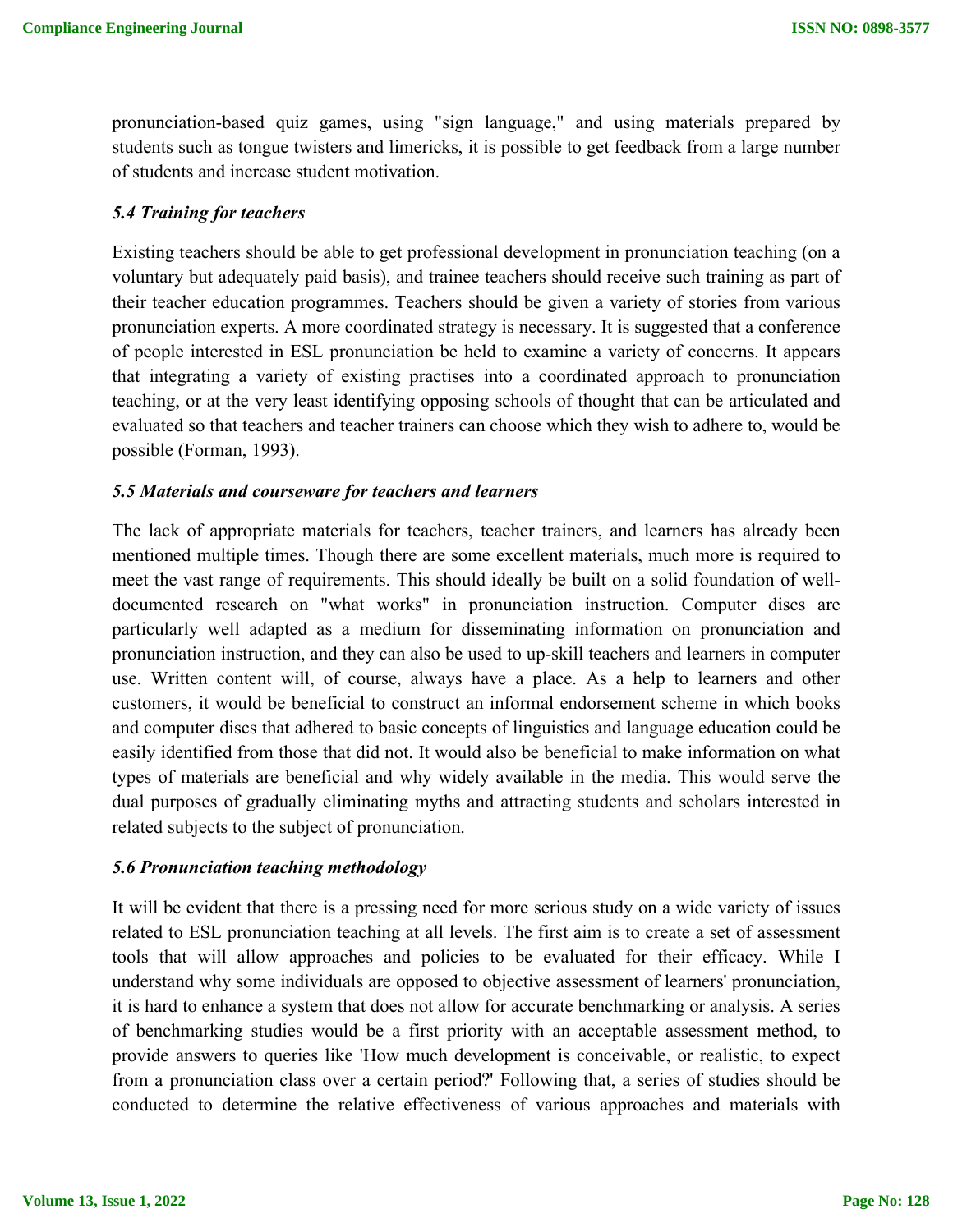pronunciation-based quiz games, using "sign language," and using materials prepared by students such as tongue twisters and limericks, it is possible to get feedback from a large number of students and increase student motivation.

### *5.4 Training for teachers*

Existing teachers should be able to get professional development in pronunciation teaching (on a voluntary but adequately paid basis), and trainee teachers should receive such training as part of their teacher education programmes. Teachers should be given a variety of stories from various pronunciation experts. A more coordinated strategy is necessary. It is suggested that a conference of people interested in ESL pronunciation be held to examine a variety of concerns. It appears that integrating a variety of existing practises into a coordinated approach to pronunciation teaching, or at the very least identifying opposing schools of thought that can be articulated and evaluated so that teachers and teacher trainers can choose which they wish to adhere to, would be possible (Forman, 1993).

### *5.5 Materials and courseware for teachers and learners*

The lack of appropriate materials for teachers, teacher trainers, and learners has already been mentioned multiple times. Though there are some excellent materials, much more is required to meet the vast range of requirements. This should ideally be built on a solid foundation of well-documented research on "what works" in pronunciation instruction. Computer discs are particularly well adapted as a medium for disseminating information on pronunciation and pronunciation instruction, and they can also be used to up-skill teachers and learners in computer use. Written content will, of course, always have a place. As a help to learners and other customers, it would be beneficial to construct an informal endorsement scheme in which books and computer discs that adhered to basic concepts of linguistics and language education could be easily identified from those that did not. It would also be beneficial to make information on what types of materials are beneficial and why widely available in the media. This would serve the dual purposes of gradually eliminating myths and attracting students and scholars interested in related subjects to the subject of pronunciation.

### *5.6 Pronunciation teaching methodology*

It will be evident that there is a pressing need for more serious study on a wide variety of issues related to ESL pronunciation teaching at all levels. The first aim is to create a set of assessment tools that will allow approaches and policies to be evaluated for their efficacy. While I understand why some individuals are opposed to objective assessment of learners' pronunciation, it is hard to enhance a system that does not allow for accurate benchmarking or analysis. A series of benchmarking studies would be a first priority with an acceptable assessment method, to provide answers to queries like 'How much development is conceivable, or realistic, to expect from a pronunciation class over a certain period?' Following that, a series of studies should be conducted to determine the relative effectiveness of various approaches and materials with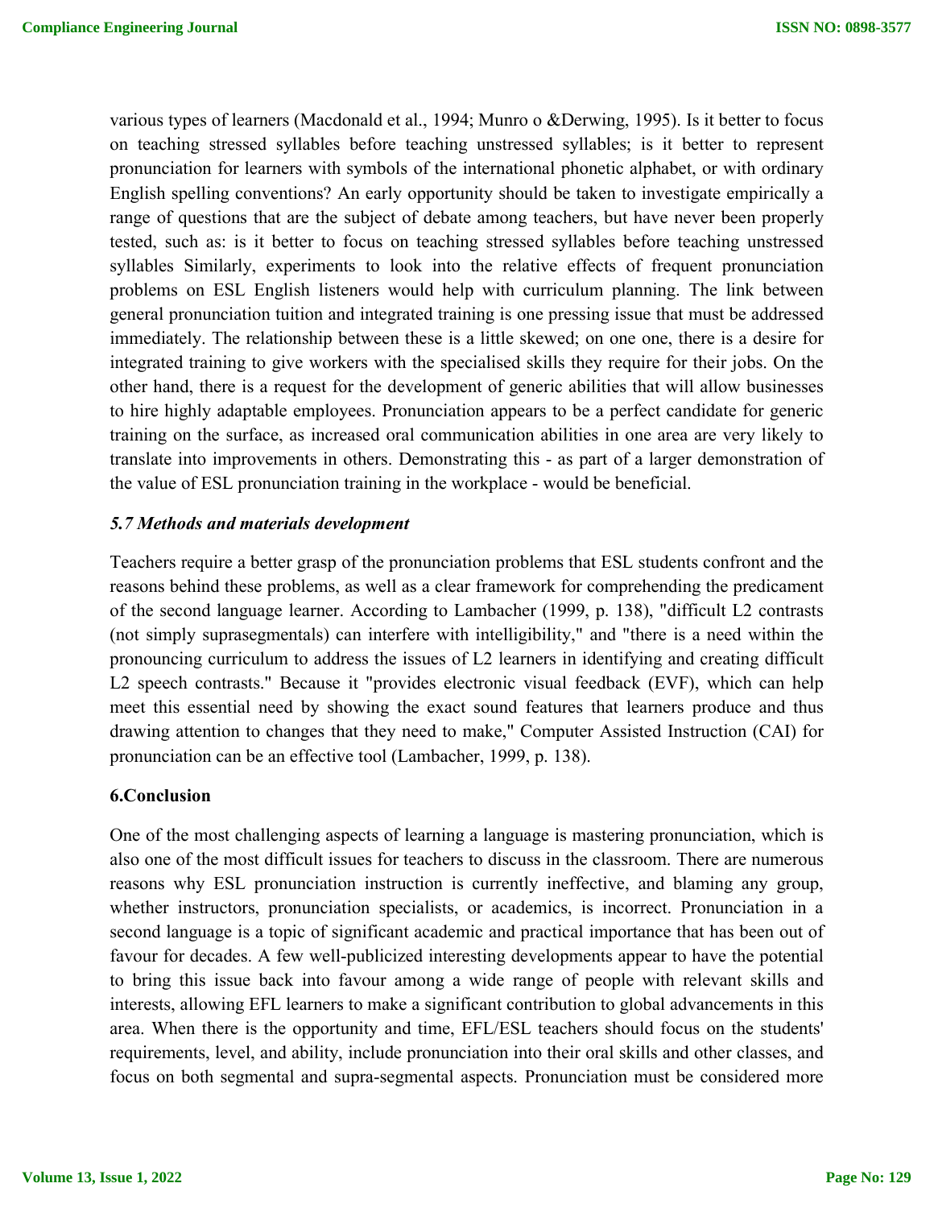various types of learners (Macdonald et al., 1994; Munro o &Derwing, 1995). Is it better to focus on teaching stressed syllables before teaching unstressed syllables; is it better to represent pronunciation for learners with symbols of the international phonetic alphabet, or with ordinary English spelling conventions? An early opportunity should be taken to investigate empirically a range of questions that are the subject of debate among teachers, but have never been properly tested, such as: is it better to focus on teaching stressed syllables before teaching unstressed syllables Similarly, experiments to look into the relative effects of frequent pronunciation problems on ESL English listeners would help with curriculum planning. The link between general pronunciation tuition and integrated training is one pressing issue that must be addressed immediately. The relationship between these is a little skewed; on one one, there is a desire for integrated training to give workers with the specialised skills they require for their jobs. On the other hand, there is a request for the development of generic abilities that will allow businesses to hire highly adaptable employees. Pronunciation appears to be a perfect candidate for generic training on the surface, as increased oral communication abilities in one area are very likely to translate into improvements in others. Demonstrating this - as part of a larger demonstration of the value of ESL pronunciation training in the workplace - would be beneficial.

### *5.7 Methods and materials development*

Teachers require a better grasp of the pronunciation problems that ESL students confront and the reasons behind these problems, as well as a clear framework for comprehending the predicament of the second language learner. According to Lambacher (1999, p. 138), "difficult L2 contrasts (not simply suprasegmentals) can interfere with intelligibility," and "there is a need within the pronouncing curriculum to address the issues of L2 learners in identifying and creating difficult L2 speech contrasts." Because it "provides electronic visual feedback (EVF), which can help meet this essential need by showing the exact sound features that learners produce and thus drawing attention to changes that they need to make," Computer Assisted Instruction (CAI) for pronunciation can be an effective tool (Lambacher, 1999, p. 138).

## 6.Conclusion

One of the most challenging aspects of learning a language is mastering pronunciation, which is also one of the most difficult issues for teachers to discuss in the classroom. There are numerous reasons why ESL pronunciation instruction is currently ineffective, and blaming any group, whether instructors, pronunciation specialists, or academics, is incorrect. Pronunciation in a second language is a topic of significant academic and practical importance that has been out of favour for decades. A few well-publicized interesting developments appear to have the potential to bring this issue back into favour among a wide range of people with relevant skills and interests, allowing EFL learners to make a significant contribution to global advancements in this area. When there is the opportunity and time, EFL/ESL teachers should focus on the students' requirements, level, and ability, include pronunciation into their oral skills and other classes, and focus on both segmental and supra-segmental aspects. Pronunciation must be considered more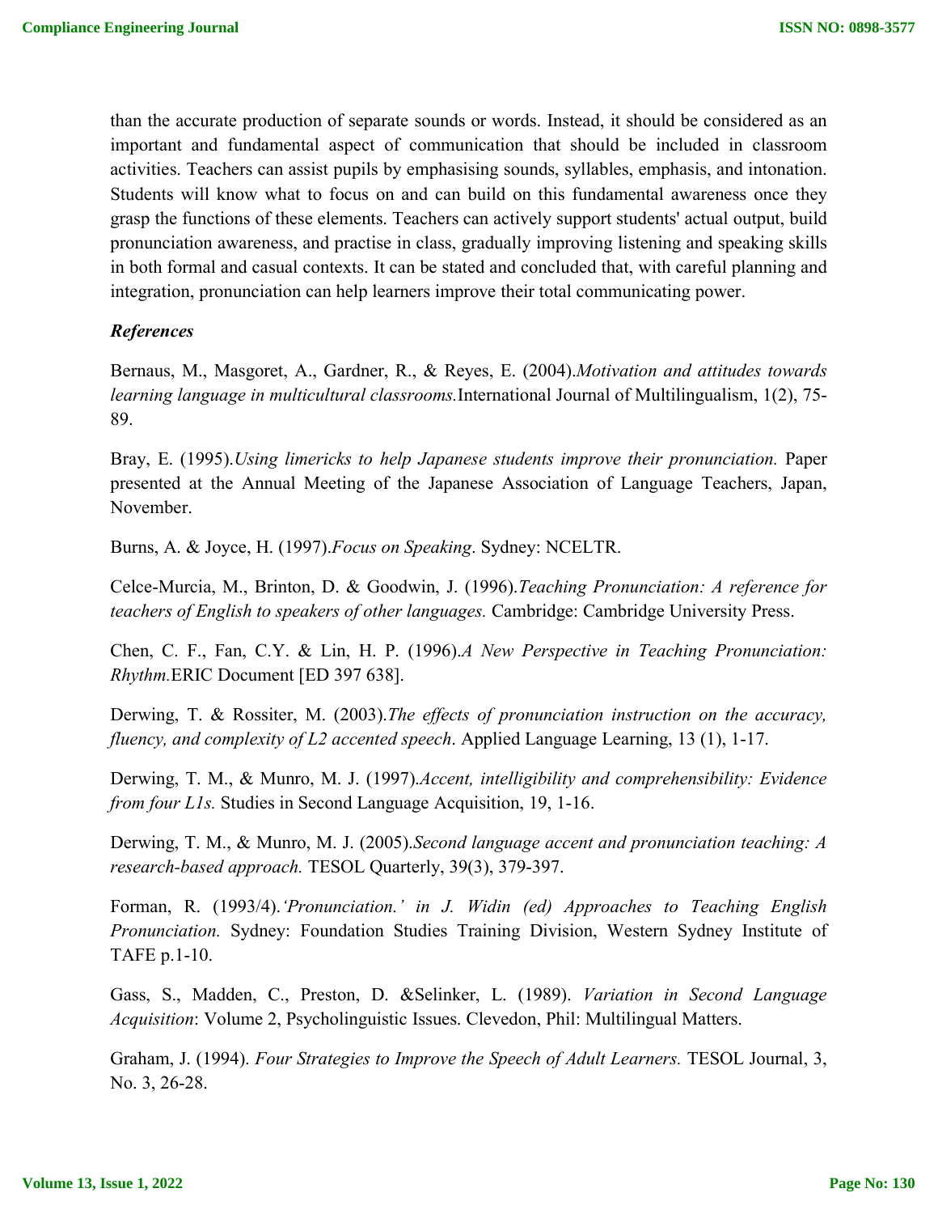than the accurate production of separate sounds or words. Instead, it should be considered as an important and fundamental aspect of communication that should be included in classroom activities. Teachers can assist pupils by emphasising sounds, syllables, emphasis, and intonation. Students will know what to focus on and can build on this fundamental awareness once they grasp the functions of these elements. Teachers can actively support students' actual output, build pronunciation awareness, and practise in class, gradually improving listening and speaking skills in both formal and casual contexts. It can be stated and concluded that, with careful planning and integration, pronunciation can help learners improve their total communicating power.

***References***

Bernaus, M., Masgoret, A., Gardner, R., & Reyes, E. (2004).*Motivation and attitudes towards learning language in multicultural classrooms.*International Journal of Multilingualism, 1(2), 75-89.

Bray, E. (1995).*Using limericks to help Japanese students improve their pronunciation.* Paper presented at the Annual Meeting of the Japanese Association of Language Teachers, Japan, November.

Burns, A. & Joyce, H. (1997).*Focus on Speaking*. Sydney: NCELTR.

Celce-Murcia, M., Brinton, D. & Goodwin, J. (1996).*Teaching Pronunciation: A reference for teachers of English to speakers of other languages.* Cambridge: Cambridge University Press.

Chen, C. F., Fan, C.Y. & Lin, H. P. (1996).*A New Perspective in Teaching Pronunciation: Rhythm.*ERIC Document [ED 397 638].

Derwing, T. & Rossiter, M. (2003).*The effects of pronunciation instruction on the accuracy, fluency, and complexity of L2 accented speech*. Applied Language Learning, 13 (1), 1-17.

Derwing, T. M., & Munro, M. J. (1997).*Accent, intelligibility and comprehensibility: Evidence from four L1s.* Studies in Second Language Acquisition, 19, 1-16.

Derwing, T. M., & Munro, M. J. (2005).*Second language accent and pronunciation teaching: A research-based approach.* TESOL Quarterly, 39(3), 379-397.

Forman, R. (1993/4).*'Pronunciation.' in J. Widin (ed) Approaches to Teaching English Pronunciation.* Sydney: Foundation Studies Training Division, Western Sydney Institute of TAFE p.1-10.

Gass, S., Madden, C., Preston, D. &Selinker, L. (1989). *Variation in Second Language Acquisition*: Volume 2, Psycholinguistic Issues. Clevedon, Phil: Multilingual Matters.

Graham, J. (1994). *Four Strategies to Improve the Speech of Adult Learners.* TESOL Journal, 3, No. 3, 26-28.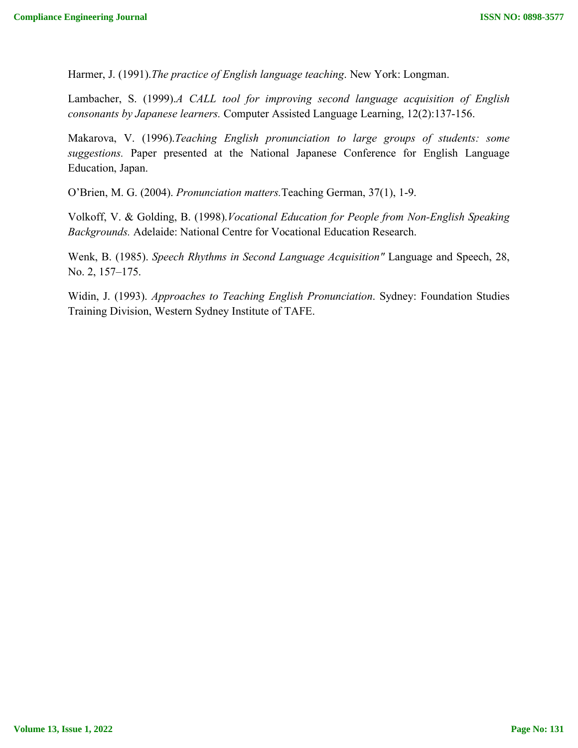Harmer, J. (1991).*The practice of English language teaching*. New York: Longman.

Lambacher, S. (1999).*A CALL tool for improving second language acquisition of English consonants by Japanese learners.* Computer Assisted Language Learning, 12(2):137-156.

Makarova, V. (1996).*Teaching English pronunciation to large groups of students: some suggestions.* Paper presented at the National Japanese Conference for English Language Education, Japan.

O'Brien, M. G. (2004). *Pronunciation matters.*Teaching German, 37(1), 1-9.

Volkoff, V. & Golding, B. (1998).*Vocational Education for People from Non-English Speaking Backgrounds.* Adelaide: National Centre for Vocational Education Research.

Wenk, B. (1985). *Speech Rhythms in Second Language Acquisition"* Language and Speech, 28, No. 2, 157–175.

Widin, J. (1993). *Approaches to Teaching English Pronunciation*. Sydney: Foundation Studies Training Division, Western Sydney Institute of TAFE.